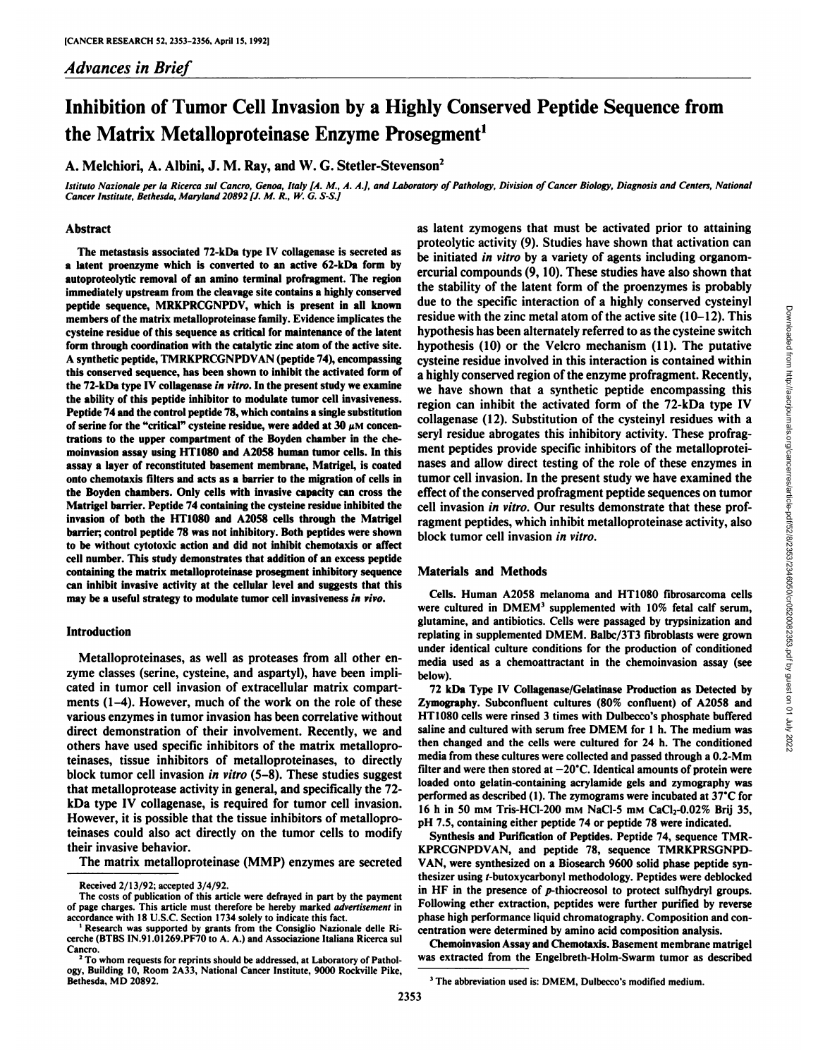*Advances in Brief*

# Inhibition of Tumor Cell Invasion by a Highly Conserved Peptide Sequence from the Matrix Metalloproteinase Enzyme Prosegment[1]

A. Melchiori, A. Albini, J. M. Ray, and W. G. Stetler-Stevenson[2]

*Istituto Nazionale per la Ricerca sul Cancro, Genoa, Italy [A. M., A. A.], and Laboratory of Pathology, Division of Cancer Biology, Diagnosis and Centers, National Cancer Institute, Bethesda, Maryland 20892 [J. M. R., W. G. S-S.]*

## Abstract

**The metastasis associated 72-kDa type IV collagenase is secreted as a latent proenzyme which is converted to an active 62-kDa form by autoproteolytic removal of an amino terminal profragment. The region immediately upstream from the cleavage site contains a highly conserved peptide sequence, MRKPRCGNPDV, which is present in all known members of the matrix metalloproteinase family. Evidence implicates the cysteine residue of this sequence as critical for maintenance of the latent form through coordination with the catalytic zinc atom of the active site. A synthetic peptide, TMRKPRCGNPDVAN (peptide 74), encompassing this conserved sequence, has been shown to inhibit the activated form of the 72-kDa type IV collagenase *in vitro*. In the present study we examine the ability of this peptide inhibitor to modulate tumor cell invasiveness. Peptide 74 and the control peptide 78, which contains a single substitution of serine for the "critical" cysteine residue, were added at 30 μM concentrations to the upper compartment of the Boyden chamber in the chemoinvasion assay using HT1080 and A2058 human tumor cells. In this assay a layer of reconstituted basement membrane, Matrigel, is coated onto chemotaxis filters and acts as a barrier to the migration of cells in the Boyden chambers. Only cells with invasive capacity can cross the Matrigel barrier. Peptide 74 containing the cysteine residue inhibited the invasion of both the HT1080 and A2058 cells through the Matrigel barrier; control peptide 78 was not inhibitory. Both peptides were shown to be without cytotoxic action and did not inhibit chemotaxis or affect cell number. This study demonstrates that addition of an excess peptide containing the matrix metalloproteinase prosegment inhibitory sequence can inhibit invasive activity at the cellular level and suggests that this may be a useful strategy to modulate tumor cell invasiveness *in vivo*.**

## Introduction

Metalloproteinases, as well as proteases from all other enzyme classes (serine, cysteine, and aspartyl), have been implicated in tumor cell invasion of extracellular matrix compartments (1–4). However, much of the work on the role of these various enzymes in tumor invasion has been correlative without direct demonstration of their involvement. Recently, we and others have used specific inhibitors of the matrix metalloproteinases, tissue inhibitors of metalloproteinases, to directly block tumor cell invasion *in vitro* (5–8). These studies suggest that metalloprotease activity in general, and specifically the 72-kDa type IV collagenase, is required for tumor cell invasion. However, it is possible that the tissue inhibitors of metalloproteinases could also act directly on the tumor cells to modify their invasive behavior.

The matrix metalloproteinase (MMP) enzymes are secreted as latent zymogens that must be activated prior to attaining proteolytic activity (9). Studies have shown that activation can be initiated *in vitro* by a variety of agents including organomercurial compounds (9, 10). These studies have also shown that the stability of the latent form of the proenzymes is probably due to the specific interaction of a highly conserved cysteinyl residue with the zinc metal atom of the active site (10–12). This hypothesis has been alternately referred to as the cysteine switch hypothesis (10) or the Velcro mechanism (11). The putative cysteine residue involved in this interaction is contained within a highly conserved region of the enzyme profragment. Recently, we have shown that a synthetic peptide encompassing this region can inhibit the activated form of the 72-kDa type IV collagenase (12). Substitution of the cysteinyl residues with a seryl residue abrogates this inhibitory activity. These profragment peptides provide specific inhibitors of the metalloproteinases and allow direct testing of the role of these enzymes in tumor cell invasion. In the present study we have examined the effect of the conserved profragment peptide sequences on tumor cell invasion *in vitro*. Our results demonstrate that these profragment peptides, which inhibit metalloproteinase activity, also block tumor cell invasion *in vitro*.

## Materials and Methods

**Cells.** Human A2058 melanoma and HT1080 fibrosarcoma cells were cultured in DMEM[3] supplemented with 10% fetal calf serum, glutamine, and antibiotics. Cells were passaged by trypsinization and replating in supplemented DMEM. Balbc/3T3 fibroblasts were grown under identical culture conditions for the production of conditioned media used as a chemoattractant in the chemoinvasion assay (see below).

**72 kDa Type IV Collagenase/Gelatinase Production as Detected by Zymography.** Subconfluent cultures (80% confluent) of A2058 and HT1080 cells were rinsed 3 times with Dulbecco's phosphate buffered saline and cultured with serum free DMEM for 1 h. The medium was then changed and the cells were cultured for 24 h. The conditioned media from these cultures were collected and passed through a 0.2-Mm filter and were then stored at −20°C. Identical amounts of protein were loaded onto gelatin-containing acrylamide gels and zymography was performed as described (1). The zymograms were incubated at 37°C for 16 h in 50 mM Tris-HCl-200 mM NaCl-5 mM $CaCl_2$-0.02% Brij 35, pH 7.5, containing either peptide 74 or peptide 78 were indicated.

**Synthesis and Purification of Peptides.** Peptide 74, sequence TMRKPRCGNPDVAN, and peptide 78, sequence TMRKPRSGNPDVAN, were synthesized on a Biosearch 9600 solid phase peptide synthesizer using *t*-butoxycarbonyl methodology. Peptides were deblocked in HF in the presence of *p*-thiocreosol to protect sulfhydryl groups. Following ether extraction, peptides were further purified by reverse phase high performance liquid chromatography. Composition and concentration were determined by amino acid composition analysis.

**Chemoinvasion Assay and Chemotaxis.** Basement membrane matrigel was extracted from the Engelbreth-Holm-Swarm tumor as described

Received 2/13/92; accepted 3/4/92.

The costs of publication of this article were defrayed in part by the payment of page charges. This article must therefore be hereby marked *advertisement* in accordance with 18 U.S.C. Section 1734 solely to indicate this fact.

[1] Research was supported by grants from the Consiglio Nazionale delle Ricerche (BTBS IN.91.01269.PF70 to A. A.) and Associazione Italiana Ricerca sul Cancro.

[2] To whom requests for reprints should be addressed, at Laboratory of Pathology, Building 10, Room 2A33, National Cancer Institute, 9000 Rockville Pike, Bethesda, MD 20892.

[3] The abbreviation used is: DMEM, Dulbecco's modified medium.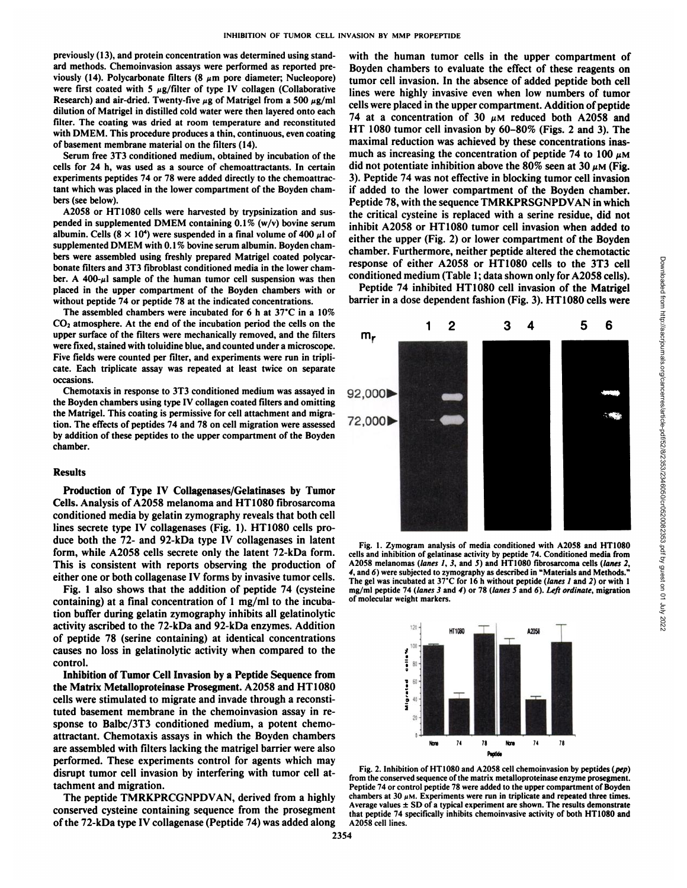previously (13), and protein concentration was determined using standard methods. Chemoinvasion assays were performed as reported previously (14). Polycarbonate filters (8 μm pore diameter; Nucleopore) were first coated with 5 μg/filter of type IV collagen (Collaborative Research) and air-dried. Twenty-five μg of Matrigel from a 500 μg/ml dilution of Matrigel in distilled cold water were then layered onto each filter. The coating was dried at room temperature and reconstituted with DMEM. This procedure produces a thin, continuous, even coating of basement membrane material on the filters (14).

Serum free 3T3 conditioned medium, obtained by incubation of the cells for 24 h, was used as a source of chemoattractants. In certain experiments peptides 74 or 78 were added directly to the chemoattractant which was placed in the lower compartment of the Boyden chambers (see below).

A2058 or HT1080 cells were harvested by trypsinization and suspended in supplemented DMEM containing 0.1% (w/v) bovine serum albumin. Cells ($8 \times 10^4$) were suspended in a final volume of 400 μl of supplemented DMEM with 0.1% bovine serum albumin. Boyden chambers were assembled using freshly prepared Matrigel coated polycarbonate filters and 3T3 fibroblast conditioned media in the lower chamber. A 400-μl sample of the human tumor cell suspension was then placed in the upper compartment of the Boyden chambers with or without peptide 74 or peptide 78 at the indicated concentrations.

The assembled chambers were incubated for 6 h at 37°C in a 10% $CO_2$ atmosphere. At the end of the incubation period the cells on the upper surface of the filters were mechanically removed, and the filters were fixed, stained with toluidine blue, and counted under a microscope. Five fields were counted per filter, and experiments were run in triplicate. Each triplicate assay was repeated at least twice on separate occasions.

Chemotaxis in response to 3T3 conditioned medium was assayed in the Boyden chambers using type IV collagen coated filters and omitting the Matrigel. This coating is permissive for cell attachment and migration. The effects of peptides 74 and 78 on cell migration were assessed by addition of these peptides to the upper compartment of the Boyden chamber.

## Results

**Production of Type IV Collagenases/Gelatinases by Tumor Cells.** Analysis of A2058 melanoma and HT1080 fibrosarcoma conditioned media by gelatin zymography reveals that both cell lines secrete type IV collagenases (Fig. 1). HT1080 cells produce both the 72- and 92-kDa type IV collagenases in latent form, while A2058 cells secrete only the latent 72-kDa form. This is consistent with reports observing the production of either one or both collagenase IV forms by invasive tumor cells.

Fig. 1 also shows that the addition of peptide 74 (cysteine containing) at a final concentration of 1 mg/ml to the incubation buffer during gelatin zymography inhibits all gelatinolytic activity ascribed to the 72-kDa and 92-kDa enzymes. Addition of peptide 78 (serine containing) at identical concentrations causes no loss in gelatinolytic activity when compared to the control.

**Inhibition of Tumor Cell Invasion by a Peptide Sequence from the Matrix Metalloproteinase Prosegment.** A2058 and HT1080 cells were stimulated to migrate and invade through a reconstituted basement membrane in the chemoinvasion assay in response to Balbc/3T3 conditioned medium, a potent chemoattractant. Chemotaxis assays in which the Boyden chambers are assembled with filters lacking the matrigel barrier were also performed. These experiments control for agents which may disrupt tumor cell invasion by interfering with tumor cell attachment and migration.

The peptide TMRKPRCGNPDVAN, derived from a highly conserved cysteine containing sequence from the prosegment of the 72-kDa type IV collagenase (Peptide 74) was added along with the human tumor cells in the upper compartment of Boyden chambers to evaluate the effect of these reagents on tumor cell invasion. In the absence of added peptide both cell lines were highly invasive even when low numbers of tumor cells were placed in the upper compartment. Addition of peptide 74 at a concentration of 30 μM reduced both A2058 and HT 1080 tumor cell invasion by 60–80% (Figs. 2 and 3). The maximal reduction was achieved by these concentrations inasmuch as increasing the concentration of peptide 74 to 100 μM did not potentiate inhibition above the 80% seen at 30 μM (Fig. 3). Peptide 74 was not effective in blocking tumor cell invasion if added to the lower compartment of the Boyden chamber. Peptide 78, with the sequence TMRKPRSGNPDVAN in which the critical cysteine is replaced with a serine residue, did not inhibit A2058 or HT1080 tumor cell invasion when added to either the upper (Fig. 2) or lower compartment of the Boyden chamber. Furthermore, neither peptide altered the chemotactic response of either A2058 or HT1080 cells to the 3T3 cell conditioned medium (Table 1; data shown only for A2058 cells).

Peptide 74 inhibited HT1080 cell invasion of the Matrigel barrier in a dose dependent fashion (Fig. 3). HT1080 cells were

Fig. 1. Zymogram analysis of media conditioned with A2058 and HT1080 cells and inhibition of gelatinase activity by peptide 74. Conditioned media from A2058 melanomas (*lanes 1, 3,* and *5*) and HT1080 fibrosarcoma cells (*lanes 2, 4,* and *6*) were subjected to zymography as described in "Materials and Methods." The gel was incubated at 37°C for 16 h without peptide (*lanes 1* and *2*) or with 1 mg/ml peptide 74 (*lanes 3* and *4*) or 78 (*lanes 5* and *6*). *Left ordinate,* migration of molecular weight markers.

Fig. 2. Inhibition of HT1080 and A2058 cell chemoinvasion by peptides (*pep*) from the conserved sequence of the matrix metalloproteinase enzyme prosegment. Peptide 74 or control peptide 78 were added to the upper compartment of Boyden chambers at 30 μM. Experiments were run in triplicate and repeated three times. Average values ± SD of a typical experiment are shown. The results demonstrate that peptide 74 specifically inhibits chemoinvasive activity of both HT1080 and A2058 cell lines.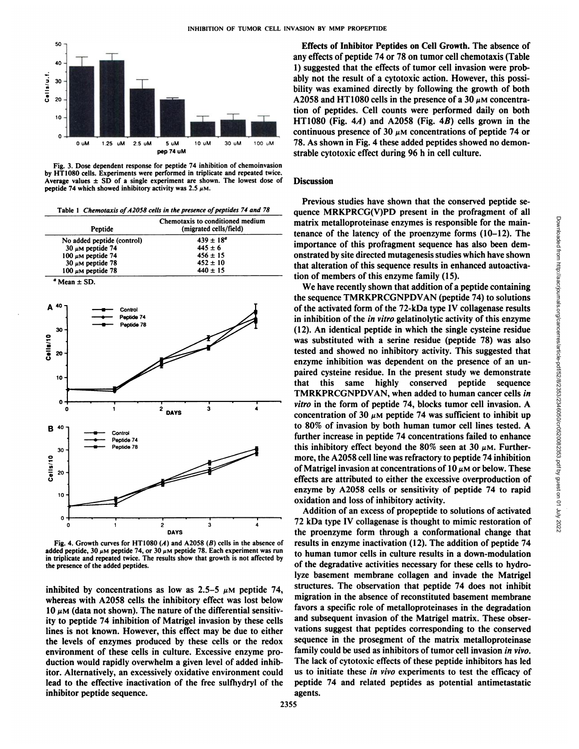Fig. 3. Dose dependent response for peptide 74 inhibition of chemoinvasion by HT1080 cells. Experiments were performed in triplicate and repeated twice. Average values ± SD of a single experiment are shown. The lowest dose of peptide 74 which showed inhibitory activity was 2.5 μM.

Table 1 *Chemotaxis of A2058 cells in the presence of peptides 74 and 78*

| Peptide | Chemotaxis to conditioned medium (migrated cells/field) |
|---|---|
| No added peptide (control) | 439 ± 18[a] |
| 30 μM peptide 74 | 445 ± 6 |
| 100 μM peptide 74 | 456 ± 15 |
| 30 μM peptide 78 | 452 ± 10 |
| 100 μM peptide 78 | 440 ± 15 |

[a] Mean ± SD.

Fig. 4. Growth curves for HT1080 (*A*) and A2058 (*B*) cells in the absence of added peptide, 30 μM peptide 74, or 30 μM peptide 78. Each experiment was run in triplicate and repeated twice. The results show that growth is not affected by the presence of the added peptides.

inhibited by concentrations as low as 2.5–5 μM peptide 74, whereas with A2058 cells the inhibitory effect was lost below 10 μM (data not shown). The nature of the differential sensitivity to peptide 74 inhibition of Matrigel invasion by these cells lines is not known. However, this effect may be due to either the levels of enzymes produced by these cells or the redox environment of these cells in culture. Excessive enzyme production would rapidly overwhelm a given level of added inhibitor. Alternatively, an excessively oxidative environment could lead to the effective inactivation of the free sulfhydryl of the inhibitor peptide sequence.

**Effects of Inhibitor Peptides on Cell Growth.** The absence of any effects of peptide 74 or 78 on tumor cell chemotaxis (Table 1) suggested that the effects of tumor cell invasion were probably not the result of a cytotoxic action. However, this possibility was examined directly by following the growth of both A2058 and HT1080 cells in the presence of a 30 μM concentration of peptides. Cell counts were performed daily on both HT1080 (Fig. 4*A*) and A2058 (Fig. 4*B*) cells grown in the continuous presence of 30 μM concentrations of peptide 74 or 78. As shown in Fig. 4 these added peptides showed no demonstrable cytotoxic effect during 96 h in cell culture.

## Discussion

Previous studies have shown that the conserved peptide sequence MRKPRCG(V)PD present in the profragment of all matrix metalloproteinase enzymes is responsible for the maintenance of the latency of the proenzyme forms (10–12). The importance of this profragment sequence has also been demonstrated by site directed mutagenesis studies which have shown that alteration of this sequence results in enhanced autoactivation of members of this enzyme family (15).

We have recently shown that addition of a peptide containing the sequence TMRKPRCGNPDVAN (peptide 74) to solutions of the activated form of the 72-kDa type IV collagenase results in inhibition of the *in vitro* gelatinolytic activity of this enzyme (12). An identical peptide in which the single cysteine residue was substituted with a serine residue (peptide 78) was also tested and showed no inhibitory activity. This suggested that enzyme inhibition was dependent on the presence of an unpaired cysteine residue. In the present study we demonstrate that this same highly conserved peptide sequence TMRKPRCGNPDVAN, when added to human cancer cells *in vitro* in the form of peptide 74, blocks tumor cell invasion. A concentration of 30 μM peptide 74 was sufficient to inhibit up to 80% of invasion by both human tumor cell lines tested. A further increase in peptide 74 concentrations failed to enhance this inhibitory effect beyond the 80% seen at 30 μM. Furthermore, the A2058 cell line was refractory to peptide 74 inhibition of Matrigel invasion at concentrations of 10 μM or below. These effects are attributed to either the excessive overproduction of enzyme by A2058 cells or sensitivity of peptide 74 to rapid oxidation and loss of inhibitory activity.

Addition of an excess of propeptide to solutions of activated 72 kDa type IV collagenase is thought to mimic restoration of the proenzyme form through a conformational change that results in enzyme inactivation (12). The addition of peptide 74 to human tumor cells in culture results in a down-modulation of the degradative activities necessary for these cells to hydrolyze basement membrane collagen and invade the Matrigel structures. The observation that peptide 74 does not inhibit migration in the absence of reconstituted basement membrane favors a specific role of metalloproteinases in the degradation and subsequent invasion of the Matrigel matrix. These observations suggest that peptides corresponding to the conserved sequence in the prosegment of the matrix metalloproteinase family could be used as inhibitors of tumor cell invasion *in vivo*. The lack of cytotoxic effects of these peptide inhibitors has led us to initiate these *in vivo* experiments to test the efficacy of peptide 74 and related peptides as potential antimetastatic agents.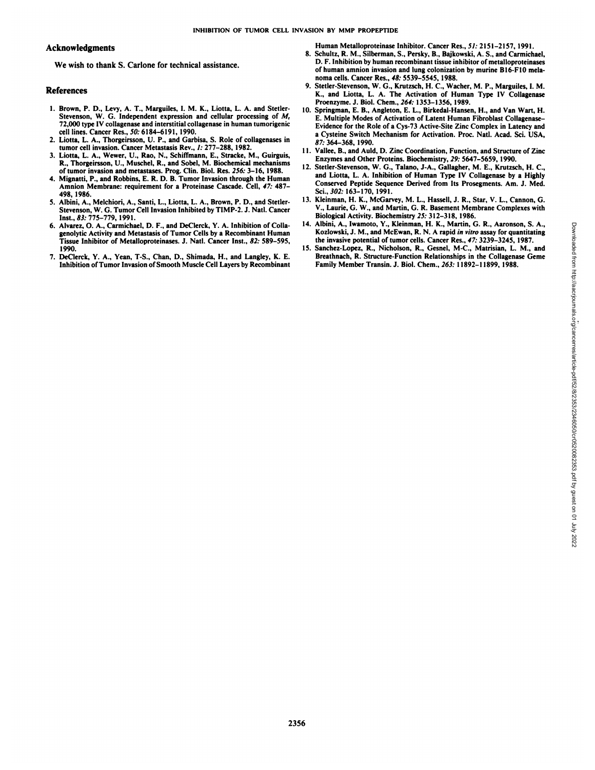## Acknowledgments

We wish to thank S. Carlone for technical assistance.

## References

1. Brown, P. D., Levy, A. T., Marguiles, I. M. K., Liotta, L. A. and Stetler-Stevenson, W. G. Independent expression and cellular processing of $M_r$ 72,000 type IV collagenase and interstitial collagenase in human tumorigenic cell lines. Cancer Res., *50:* 6184–6191, 1990.
2. Liotta, L. A., Thorgeirsson, U. P., and Garbisa, S. Role of collagenases in tumor cell invasion. Cancer Metastasis Rev., *1:* 277–288, 1982.
3. Liotta, L. A., Wewer, U., Rao, N., Schiffmann, E., Stracke, M., Guirguis, R., Thorgeirsson, U., Muschel, R., and Sobel, M. Biochemical mechanisms of tumor invasion and metastases. Prog. Clin. Biol. Res. *256:* 3–16, 1988.
4. Mignatti, P., and Robbins, E. R. D. B. Tumor Invasion through the Human Amnion Membrane: requirement for a Proteinase Cascade. Cell, *47:* 487–498, 1986.
5. Albini, A., Melchiori, A., Santi, L., Liotta, L. A., Brown, P. D., and Stetler-Stevenson, W. G. Tumor Cell Invasion Inhibited by TIMP-2. J. Natl. Cancer Inst., *83:* 775–779, 1991.
6. Alvarez, O. A., Carmichael, D. F., and DeClerck, Y. A. Inhibition of Collagenolytic Activity and Metastasis of Tumor Cells by a Recombinant Human Tissue Inhibitor of Metalloproteinases. J. Natl. Cancer Inst., *82:* 589–595, 1990.
7. DeClerck, Y. A., Yean, T-S., Chan, D., Shimada, H., and Langley, K. E. Inhibition of Tumor Invasion of Smooth Muscle Cell Layers by Recombinant Human Metalloproteinase Inhibitor. Cancer Res., *51:* 2151–2157, 1991.
8. Schultz, R. M., Silberman, S., Persky, B., Bajkowski, A. S., and Carmichael, D. F. Inhibition by human recombinant tissue inhibitor of metalloproteinases of human amnion invasion and lung colonization by murine B16-F10 melanoma cells. Cancer Res., *48:* 5539–5545, 1988.
9. Stetler-Stevenson, W. G., Krutzsch, H. C., Wacher, M. P., Marguiles, I. M. K., and Liotta, L. A. The Activation of Human Type IV Collagenase Proenzyme. J. Biol. Chem., *264:* 1353–1356, 1989.
10. Springman, E. B., Angleton, E. L., Birkedal-Hansen, H., and Van Wart, H. E. Multiple Modes of Activation of Latent Human Fibroblast Collagenase–Evidence for the Role of a Cys-73 Active-Site Zinc Complex in Latency and a Cysteine Switch Mechanism for Activation. Proc. Natl. Acad. Sci. USA, *87:* 364–368, 1990.
11. Vallee, B., and Auld, D. Zinc Coordination, Function, and Structure of Zinc Enzymes and Other Proteins. Biochemistry, *29:* 5647–5659, 1990.
12. Stetler-Stevenson, W. G., Talano, J-A., Gallagher, M. E., Krutzsch, H. C., and Liotta, L. A. Inhibition of Human Type IV Collagenase by a Highly Conserved Peptide Sequence Derived from Its Prosegments. Am. J. Med. Sci., *302:* 163–170, 1991.
13. Kleinman, H. K., McGarvey, M. L., Hassell, J. R., Star, V. L., Cannon, G. V., Laurie, G. W., and Martin, G. R. Basement Membrane Complexes with Biological Activity. Biochemistry *25:* 312–318, 1986.
14. Albini, A., Iwamoto, Y., Kleinman, H. K., Martin, G. R., Aaronson, S. A., Kozlowski, J. M., and McEwan, R. N. A rapid *in vitro* assay for quantitating the invasive potential of tumor cells. Cancer Res., *47:* 3239–3245, 1987.
15. Sanchez-Lopez, R., Nicholson, R., Gesnel, M-C., Matrisian, L. M., and Breathnach, R. Structure-Function Relationships in the Collagenase Geme Family Member Transin. J. Biol. Chem., *263:* 11892–11899, 1988.